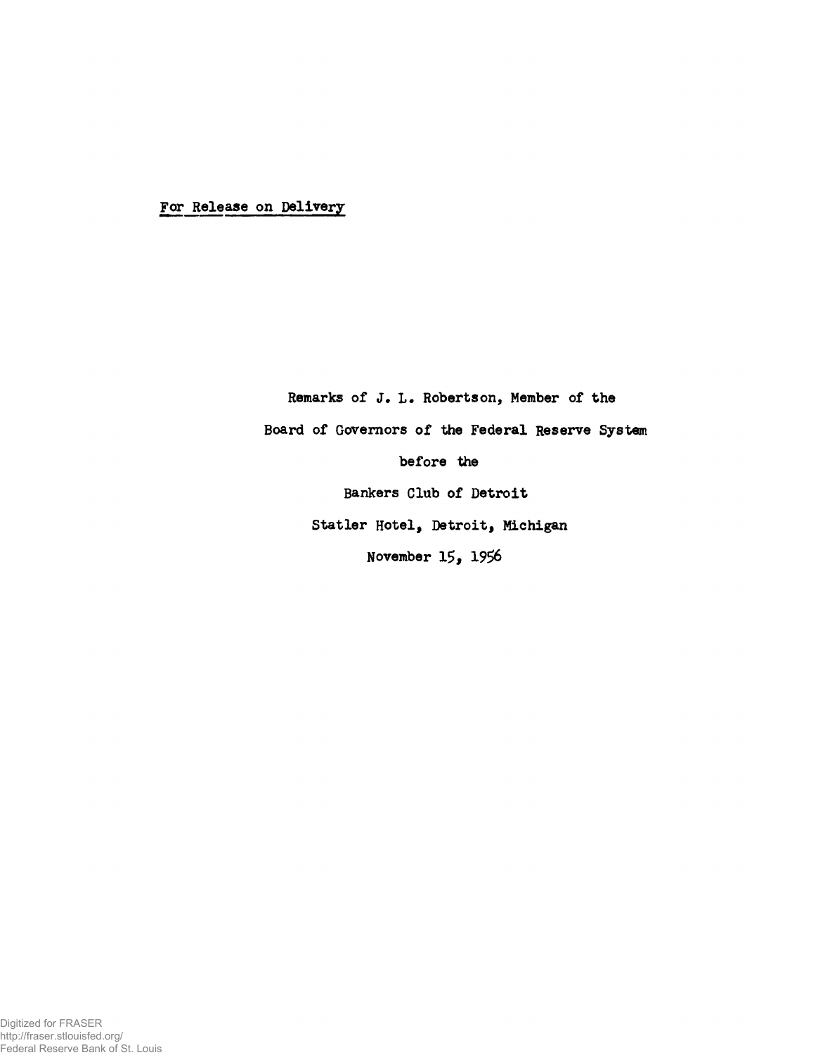For Release on Delivery

Remarks of J. L. Robertson, Member of the

Board of Governors of the Federal Reserve System

before the

Bankers Club of Detroit

Statler Hotel, Detroit, Michigan

November 15, 1956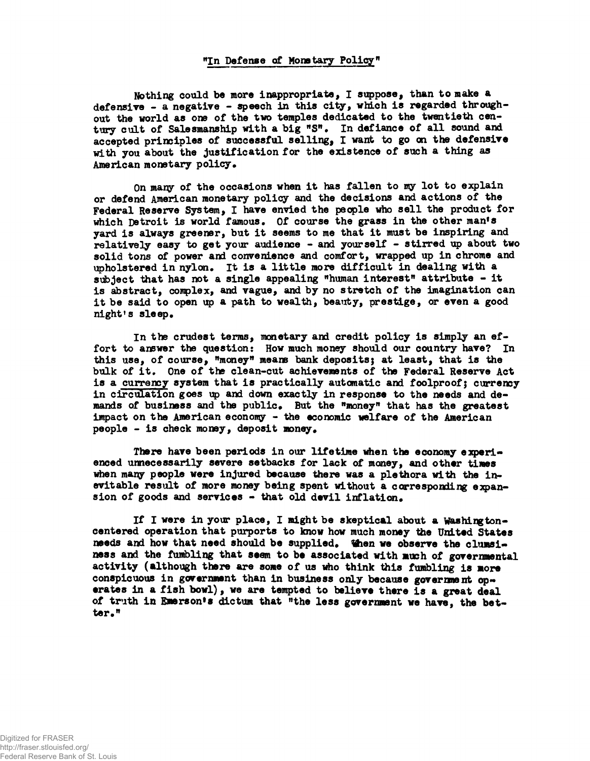## "In Defense of Monetary Policy"

Nothing could be more inappropriate, I suppose, than to make a defensive - a negative - speech in this city, which is regarded throughout the world as one of the two temples dedicated to the twentieth century cult of Salesmanship with a big "S". In defiance of all sound and accepted principles of successful selling, I want to go on the defensive with you about the justification for the existence of such a thing as American monetary policy.

On many of the occasions when it has fallen to my lot to explain or defend American monetary policy and the decisions and actions of the Federal Reserve System, I have envied the people who sell the product for which Detroit is world famous. Of course the grass in the other man's yard is always greener, but it seems to me that it must be inspiring and relatively easy to get your audience - and yourself - stirred up about two solid tons of power and convenience and comfort, wrapped up in chrome and upholstered in nylon. It is a little more difficult in dealing with a subject that has not a single appealing "human interest" attribute - it is abstract, complex, and vague, and by no stretch of the imagination can it be said to open up a path to wealth, beauty, prestige, or even a good night's sleep.

In the crudest terms, monetary and credit policy is simply an effort to answer the question: How much money should our country have? In this use, of course, "money" means bank deposits; at least, that is the bulk of it. One of the clean-cut achievements of the Federal Reserve Act is a currency system that is practically automatic and foolproof; currency in circulation goes up and down exactly in response to the needs and demands of business and the public. But the "money" that has the greatest impact on the American economy - the economic welfare of the American people - is check money, deposit money.

There have been periods in our lifetime when the economy experienced unnecessarily severe setbacks for lack of money, and other times when many people were injured because there was a plethora with the inevitable result of more money being spent without a corresponding expansion of goods and services - that old devil inflation.

If I were in your place, I might be skeptical about a Washington-centered operation that purports to know how much money the United States needs and how that need should be supplied. When we observe the clumsiness and the fumbling that seem to be associated with much of governmental activity (although there are some of us who think this fumbling is more conspicuous in government than in business only because government operates in a fish bowl), we are tempted to believe there is a great deal of truth in Emerson's dictum that "the less government we have, the better."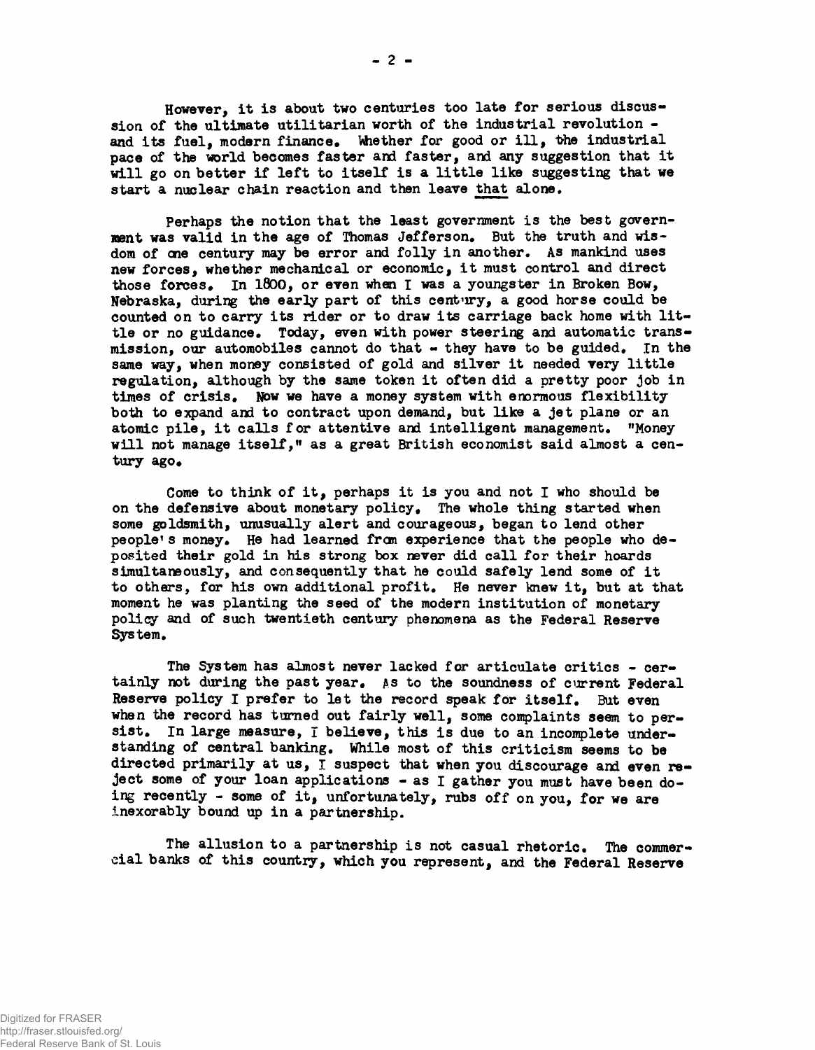However, it is about two centuries too late for serious discussion of the ultimate utilitarian worth of the industrial revolution - and its fuel, modern finance. Whether for good or ill, the industrial pace of the world becomes faster and faster, and any suggestion that it will go on better if left to itself is a little like suggesting that we start a nuclear chain reaction and then leave <u>that</u> alone.

Perhaps the notion that the least government is the best government was valid in the age of Thomas Jefferson. But the truth and wisdom of one century may be error and folly in another. As mankind uses new forces, whether mechanical or economic, it must control and direct those forces. In 1800, or even when I was a youngster in Broken Bow, Nebraska, during the early part of this century, a good horse could be counted on to carry its rider or to draw its carriage back home with little or no guidance. Today, even with power steering and automatic transmission, our automobiles cannot do that - they have to be guided. In the same way, when money consisted of gold and silver it needed very little regulation, although by the same token it often did a pretty poor job in times of crisis. Now we have a money system with enormous flexibility both to expand and to contract upon demand, but like a jet plane or an atomic pile, it calls for attentive and intelligent management. "Money will not manage itself," as a great British economist said almost a century ago.

Come to think of it, perhaps it is you and not I who should be on the defensive about monetary policy. The whole thing started when some goldsmith, unusually alert and courageous, began to lend other people's money. He had learned from experience that the people who deposited their gold in his strong box never did call for their hoards simultaneously, and consequently that he could safely lend some of it to others, for his own additional profit. He never knew it, but at that moment he was planting the seed of the modern institution of monetary policy and of such twentieth century phenomena as the Federal Reserve System.

The System has almost never lacked for articulate critics - certainly not during the past year. As to the soundness of current Federal Reserve policy I prefer to let the record speak for itself. But even when the record has turned out fairly well, some complaints seem to persist. In large measure, I believe, this is due to an incomplete understanding of central banking. While most of this criticism seems to be directed primarily at us, I suspect that when you discourage and even reject some of your loan applications - as I gather you must have been doing recently - some of it, unfortunately, rubs off on you, for we are inexorably bound up in a partnership.

The allusion to a partnership is not casual rhetoric. The commercial banks of this country, which you represent, and the Federal Reserve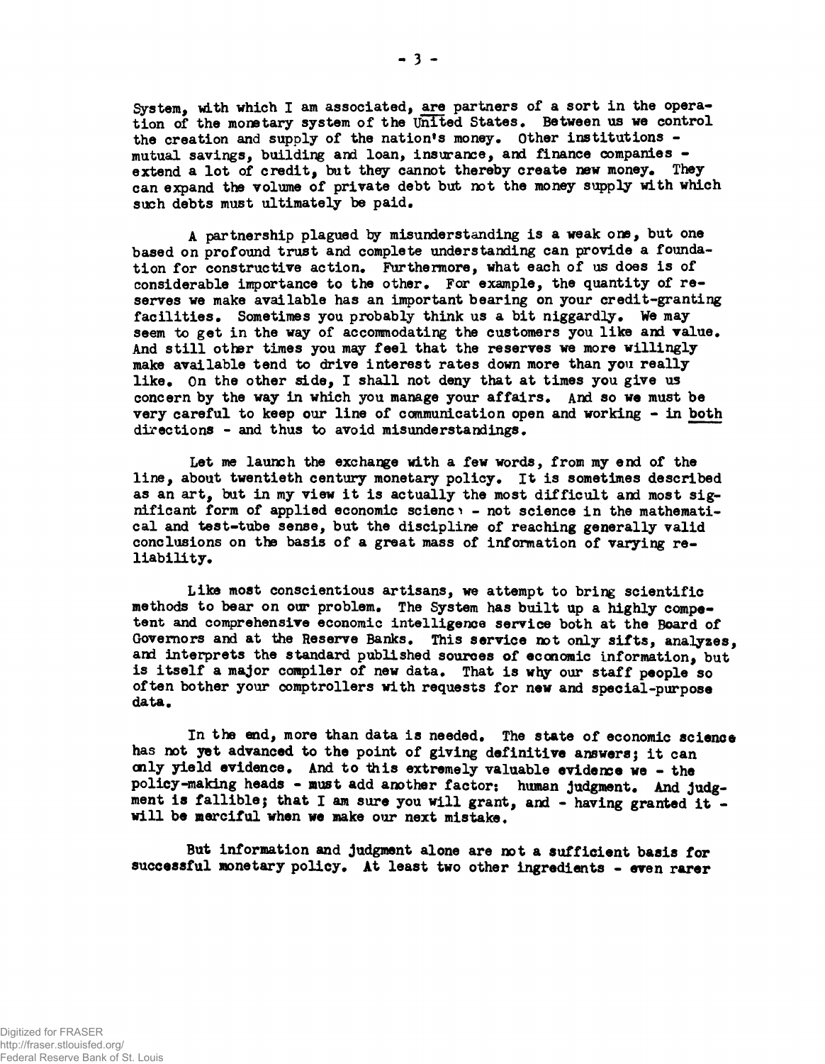System, with which I am associated, are partners of a sort in the operation of the monetary system of the United States. Between us we control the creation and supply of the nation's money. Other institutions - mutual savings, building and loan, insurance, and finance companies - extend a lot of credit, but they cannot thereby create new money. They can expand the volume of private debt but not the money supply with which such debts must ultimately be paid.

A partnership plagued by misunderstanding is a weak one, but one based on profound trust and complete understanding can provide a foundation for constructive action. Furthermore, what each of us does is of considerable importance to the other. For example, the quantity of reserves we make available has an important bearing on your credit-granting facilities. Sometimes you probably think us a bit niggardly. We may seem to get in the way of accommodating the customers you like and value. And still other times you may feel that the reserves we more willingly make available tend to drive interest rates down more than you really like. On the other side, I shall not deny that at times you give us concern by the way in which you manage your affairs. And so we must be very careful to keep our line of communication open and working - in both directions - and thus to avoid misunderstandings.

Let me launch the exchange with a few words, from my end of the line, about twentieth century monetary policy. It is sometimes described as an art, but in my view it is actually the most difficult and most significant form of applied economic science - not science in the mathematical and test-tube sense, but the discipline of reaching generally valid conclusions on the basis of a great mass of information of varying reliability.

Like most conscientious artisans, we attempt to bring scientific methods to bear on our problem. The System has built up a highly competent and comprehensive economic intelligence service both at the Board of Governors and at the Reserve Banks. This service not only sifts, analyzes, and interprets the standard published sources of economic information, but is itself a major compiler of new data. That is why our staff people so often bother your comptrollers with requests for new and special-purpose data.

In the end, more than data is needed. The state of economic science has not yet advanced to the point of giving definitive answers; it can only yield evidence. And to this extremely valuable evidence we - the policy-making heads - must add another factor: human judgment. And judgment is fallible; that I am sure you will grant, and - having granted it - will be merciful when we make our next mistake.

But information and judgment alone are not a sufficient basis for successful monetary policy. At least two other ingredients - even rarer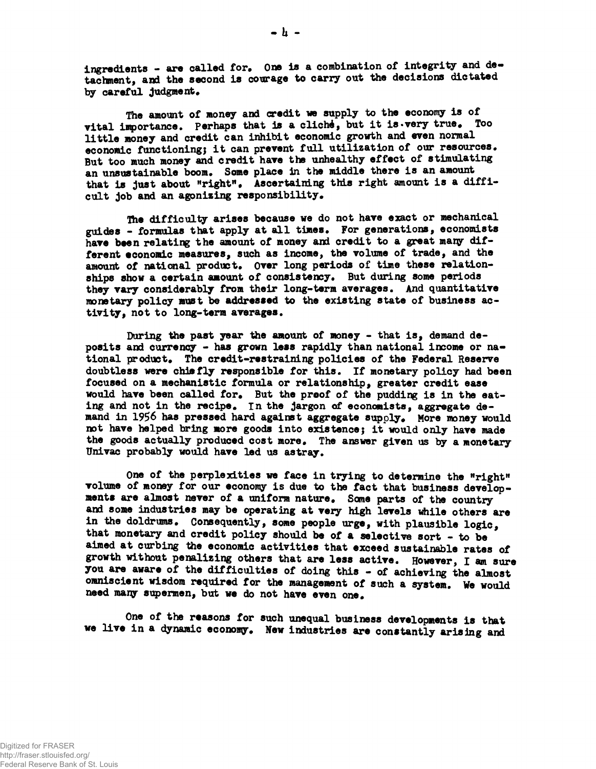ingredients - are called for. One is a combination of integrity and detachment, and the second is courage to carry out the decisions dictated by careful judgment.

The amount of money and credit we supply to the economy is of vital importance. Perhaps that is a cliché, but it is very true. Too little money and credit can inhibit economic growth and even normal economic functioning; it can prevent full utilization of our resources. But too much money and credit have the unhealthy effect of stimulating an unsustainable boom. Some place in the middle there is an amount that is just about "right". Ascertaining this right amount is a difficult job and an agonizing responsibility.

The difficulty arises because we do not have exact or mechanical guides - formulas that apply at all times. For generations, economists have been relating the amount of money and credit to a great many different economic measures, such as income, the volume of trade, and the amount of national product. Over long periods of time these relationships show a certain amount of consistency. But during some periods they vary considerably from their long-term averages. And quantitative monetary policy must be addressed to the existing state of business activity, not to long-term averages.

During the past year the amount of money - that is, demand deposits and currency - has grown less rapidly than national income or national product. The credit-restraining policies of the Federal Reserve doubtless were chiefly responsible for this. If monetary policy had been focused on a mechanistic formula or relationship, greater credit ease would have been called for. But the proof of the pudding is in the eating and not in the recipe. In the jargon of economists, aggregate demand in 1956 has pressed hard against aggregate supply. More money would not have helped bring more goods into existence; it would only have made the goods actually produced cost more. The answer given us by a monetary Univac probably would have led us astray.

One of the perplexities we face in trying to determine the "right" volume of money for our economy is due to the fact that business developments are almost never of a uniform nature. Some parts of the country and some industries may be operating at very high levels while others are in the doldrums. Consequently, some people urge, with plausible logic, that monetary and credit policy should be of a selective sort - to be aimed at curbing the economic activities that exceed sustainable rates of growth without penalizing others that are less active. However, I am sure you are aware of the difficulties of doing this - of achieving the almost omniscient wisdom required for the management of such a system. We would need many supermen, but we do not have even one.

One of the reasons for such unequal business developments is that we live in a dynamic economy. New industries are constantly arising and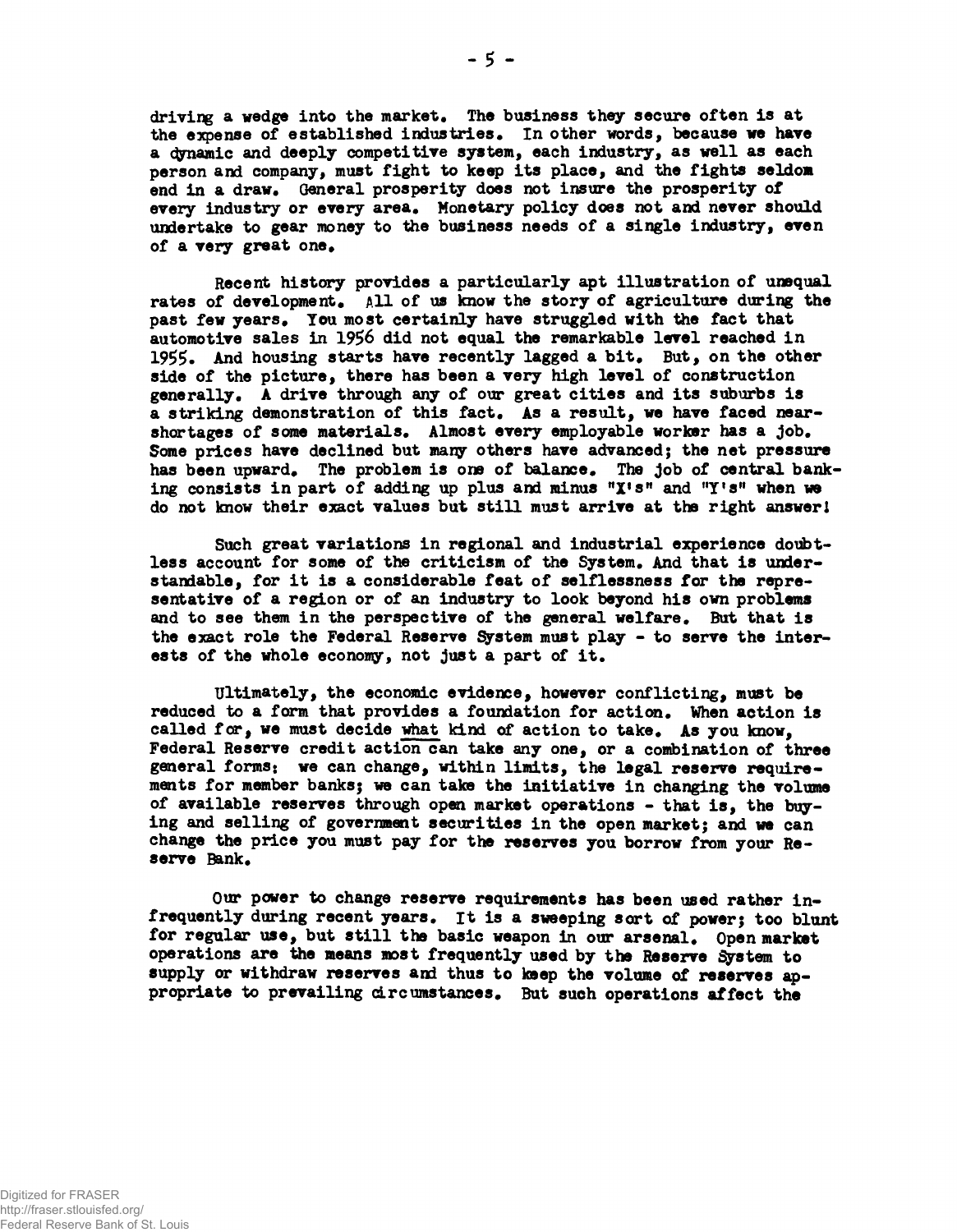driving a wedge into the market. The business they secure often is at the expense of established industries. In other words, because we have a dynamic and deeply competitive system, each industry, as well as each person and company, must fight to keep its place, and the fights seldom end in a draw. General prosperity does not insure the prosperity of every industry or every area. Monetary policy does not and never should undertake to gear money to the business needs of a single industry, even of a very great one.

Recent history provides a particularly apt illustration of unequal rates of development. All of us know the story of agriculture during the past few years. You most certainly have struggled with the fact that automotive sales in 1956 did not equal the remarkable level reached in 1955. And housing starts have recently lagged a bit. But, on the other side of the picture, there has been a very high level of construction generally. A drive through any of our great cities and its suburbs is a striking demonstration of this fact. As a result, we have faced near-shortages of some materials. Almost every employable worker has a job. Some prices have declined but many others have advanced; the net pressure has been upward. The problem is one of balance. The job of central banking consists in part of adding up plus and minus "X's" and "Y's" when we do not know their exact values but still must arrive at the right answer!

Such great variations in regional and industrial experience doubtless account for some of the criticism of the System. And that is understandable, for it is a considerable feat of selflessness for the representative of a region or of an industry to look beyond his own problems and to see them in the perspective of the general welfare. But that is the exact role the Federal Reserve System must play - to serve the interests of the whole economy, not just a part of it.

Ultimately, the economic evidence, however conflicting, must be reduced to a form that provides a foundation for action. When action is called for, we must decide what kind of action to take. As you know, Federal Reserve credit action can take any one, or a combination of three general forms: we can change, within limits, the legal reserve requirements for member banks; we can take the initiative in changing the volume of available reserves through open market operations - that is, the buying and selling of government securities in the open market; and we can change the price you must pay for the reserves you borrow from your Reserve Bank.

Our power to change reserve requirements has been used rather infrequently during recent years. It is a sweeping sort of power; too blunt for regular use, but still the basic weapon in our arsenal. Open market operations are the means most frequently used by the Reserve System to supply or withdraw reserves and thus to keep the volume of reserves appropriate to prevailing circumstances. But such operations affect the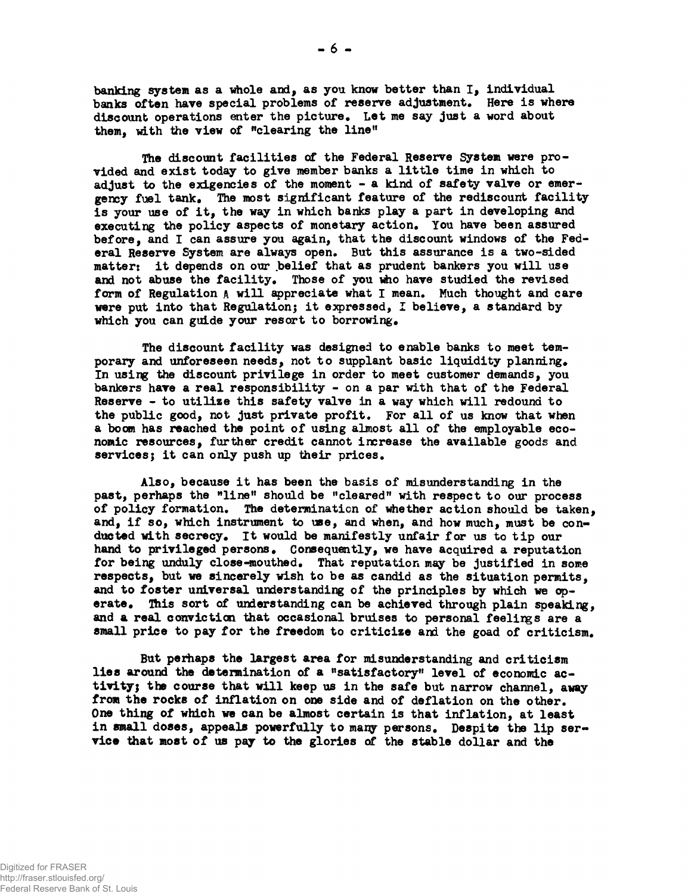banking system as a whole and, as you know better than I, individual banks often have special problems of reserve adjustment. Here is where discount operations enter the picture. Let me say just a word about them, with the view of "clearing the line"

The discount facilities of the Federal Reserve System were provided and exist today to give member banks a little time in which to adjust to the exigencies of the moment - a kind of safety valve or emergency fuel tank. The most significant feature of the rediscount facility is your use of it, the way in which banks play a part in developing and executing the policy aspects of monetary action. You have been assured before, and I can assure you again, that the discount windows of the Federal Reserve System are always open. But this assurance is a two-sided matter: it depends on our belief that as prudent bankers you will use and not abuse the facility. Those of you who have studied the revised form of Regulation A will appreciate what I mean. Much thought and care were put into that Regulation; it expressed, I believe, a standard by which you can guide your resort to borrowing.

The discount facility was designed to enable banks to meet temporary and unforeseen needs, not to supplant basic liquidity planning. In using the discount privilege in order to meet customer demands, you bankers have a real responsibility - on a par with that of the Federal Reserve - to utilize this safety valve in a way which will redound to the public good, not just private profit. For all of us know that when a boom has reached the point of using almost all of the employable economic resources, further credit cannot increase the available goods and services; it can only push up their prices.

Also, because it has been the basis of misunderstanding in the past, perhaps the "line" should be "cleared" with respect to our process of policy formation. The determination of whether action should be taken, and, if so, which instrument to use, and when, and how much, must be conducted with secrecy. It would be manifestly unfair for us to tip our hand to privileged persons. Consequently, we have acquired a reputation for being unduly close-mouthed. That reputation may be justified in some respects, but we sincerely wish to be as candid as the situation permits, and to foster universal understanding of the principles by which we operate. This sort of understanding can be achieved through plain speaking, and a real conviction that occasional bruises to personal feelings are a small price to pay for the freedom to criticize and the goad of criticism.

But perhaps the largest area for misunderstanding and criticism lies around the determination of a "satisfactory" level of economic activity; the course that will keep us in the safe but narrow channel, away from the rocks of inflation on one side and of deflation on the other. One thing of which we can be almost certain is that inflation, at least in small doses, appeals powerfully to many persons. Despite the lip service that most of us pay to the glories of the stable dollar and the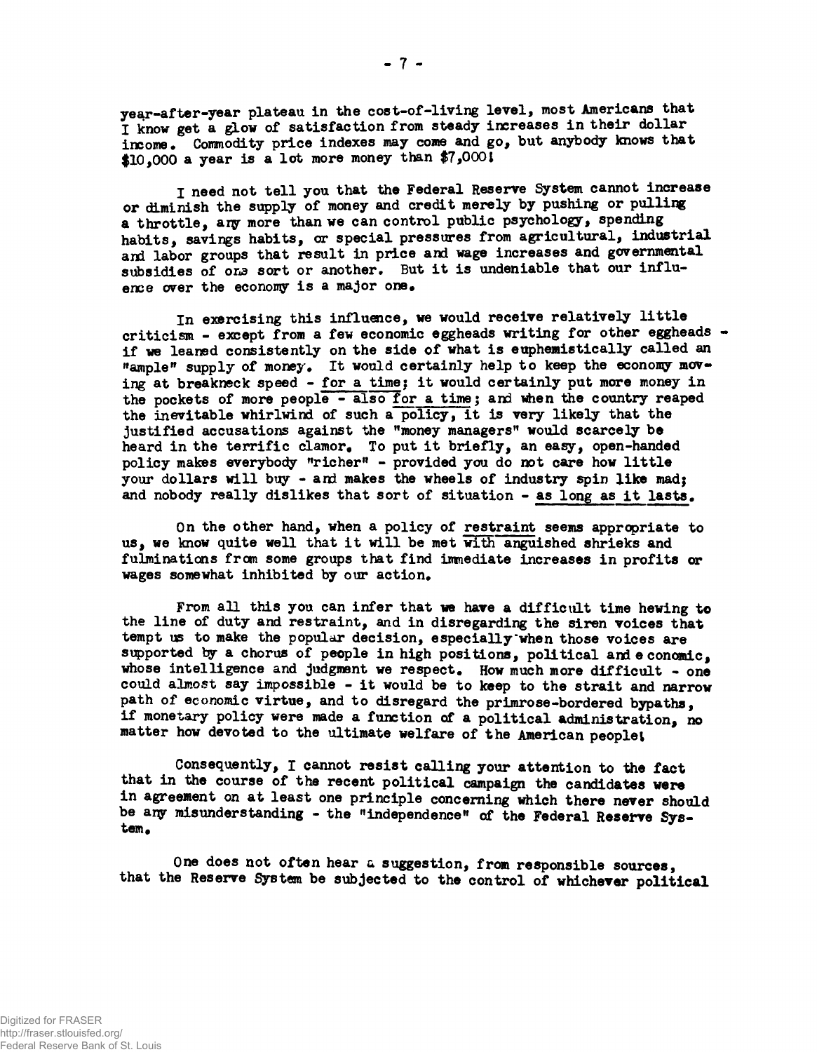year-after-year plateau in the cost-of-living level, most Americans that I know get a glow of satisfaction from steady increases in their dollar income. Commodity price indexes may come and go, but anybody knows that $10,000 a year is a lot more money than $7,000!

I need not tell you that the Federal Reserve System cannot increase or diminish the supply of money and credit merely by pushing or pulling a throttle, any more than we can control public psychology, spending habits, savings habits, or special pressures from agricultural, industrial and labor groups that result in price and wage increases and governmental subsidies of one sort or another. But it is undeniable that our influence over the economy is a major one.

In exercising this influence, we would receive relatively little criticism - except from a few economic eggheads writing for other eggheads - if we leaned consistently on the side of what is euphemistically called an "ample" supply of money. It would certainly help to keep the economy moving at breakneck speed - <u>for a time</u>; it would certainly put more money in the pockets of more people - <u>also for a time</u>; and when the country reaped the inevitable whirlwind of such a <u>policy</u>, it is very likely that the justified accusations against the "money managers" would scarcely be heard in the terrific clamor. To put it briefly, an easy, open-handed policy makes everybody "richer" - provided you do not care how little your dollars will buy - and makes the wheels of industry spin like mad; and nobody really dislikes that sort of situation - <u>as long as it lasts</u>.

On the other hand, when a policy of <u>restraint</u> seems appropriate to us, we know quite well that it will be met <u>with</u> anguished shrieks and fulminations from some groups that find immediate increases in profits or wages somewhat inhibited by our action.

From all this you can infer that we have a difficult time hewing to the line of duty and restraint, and in disregarding the siren voices that tempt us to make the popular decision, especially when those voices are supported by a chorus of people in high positions, political and economic, whose intelligence and judgment we respect. How much more difficult - one could almost say impossible - it would be to keep to the strait and narrow path of economic virtue, and to disregard the primrose-bordered bypaths, if monetary policy were made a function of a political administration, no matter how devoted to the ultimate welfare of the American people!

Consequently, I cannot resist calling your attention to the fact that in the course of the recent political campaign the candidates were in agreement on at least one principle concerning which there never should be any misunderstanding - the "independence" of the Federal Reserve System.

One does not often hear a suggestion, from responsible sources, that the Reserve System be subjected to the control of whichever political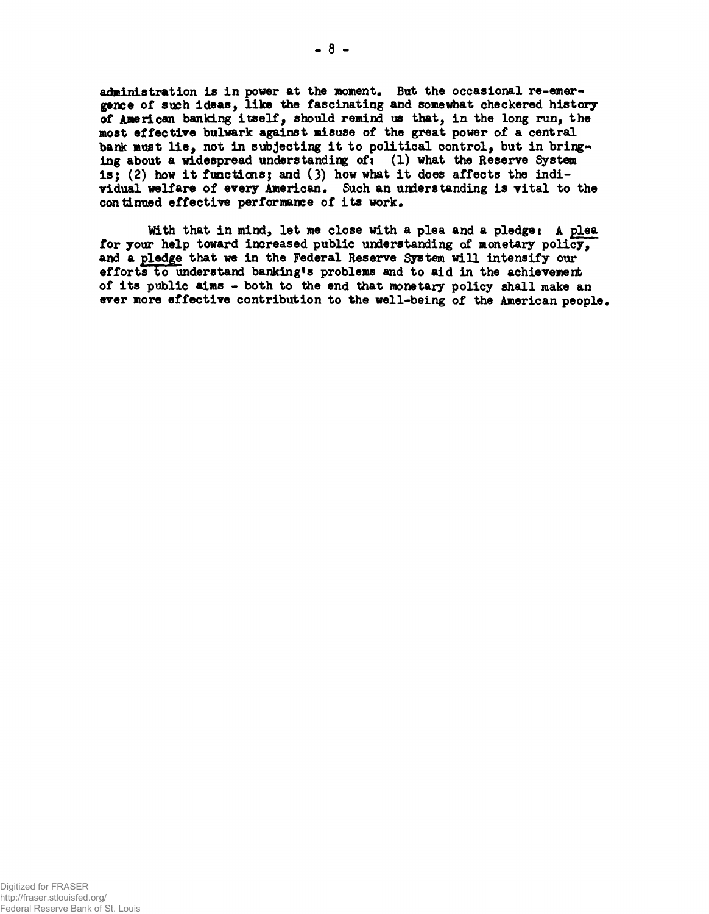administration is in power at the moment. But the occasional re-emergence of such ideas, like the fascinating and somewhat checkered history of American banking itself, should remind us that, in the long run, the most effective bulwark against misuse of the great power of a central bank must lie, not in subjecting it to political control, but in bringing about a widespread understanding of: (1) what the Reserve System is; (2) how it functions; and (3) how what it does affects the individual welfare of every American. Such an understanding is vital to the continued effective performance of its work.

With that in mind, let me close with a plea and a pledge: A plea for your help toward increased public understanding of monetary policy, and a pledge that we in the Federal Reserve System will intensify our efforts to understand banking's problems and to aid in the achievement of its public aims - both to the end that monetary policy shall make an ever more effective contribution to the well-being of the American people.